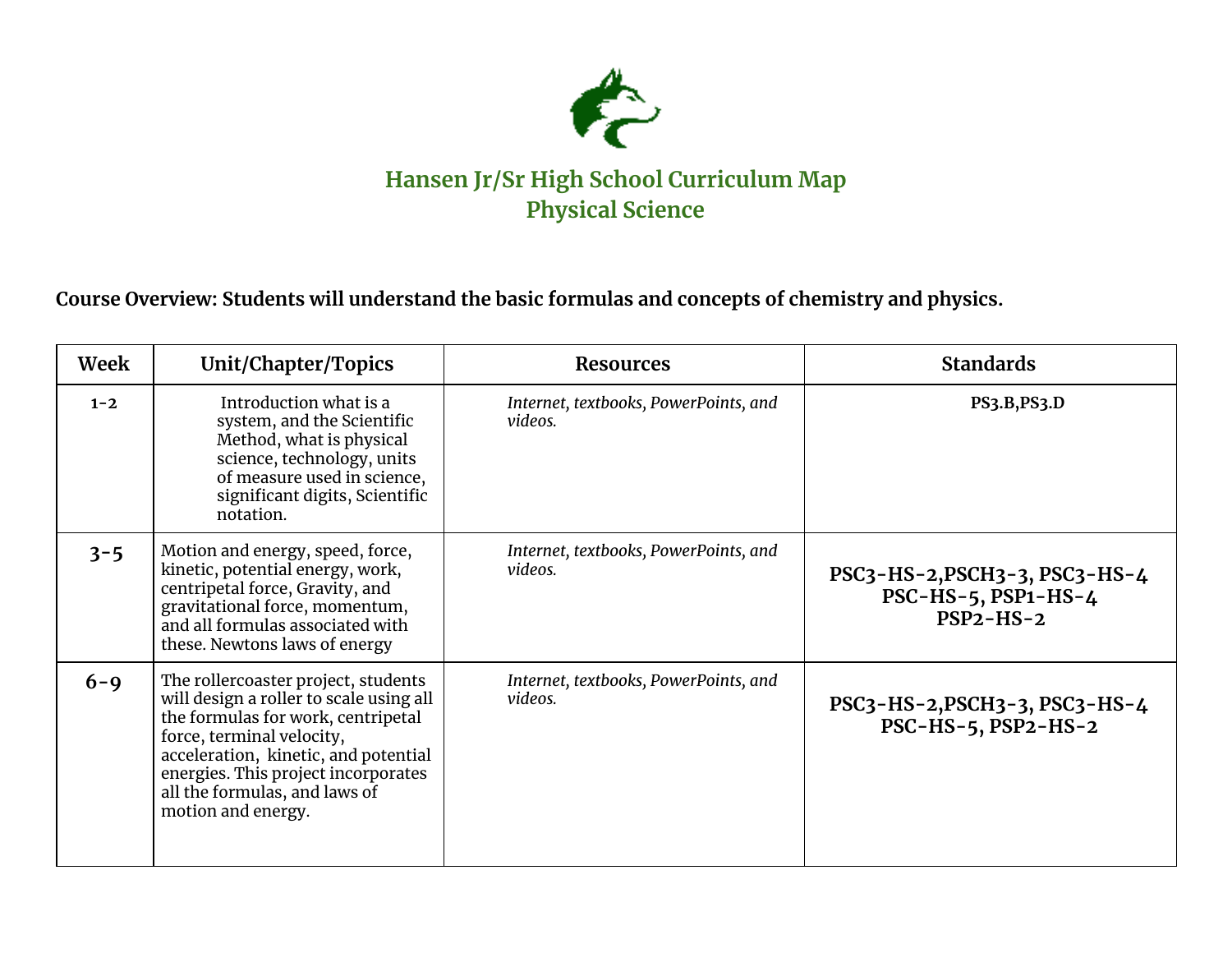# Hansen Jr/Sr High School Curriculum Map
## Physical Science

**Course Overview: Students will understand the basic formulas and concepts of chemistry and physics.**

| Week | Unit/Chapter/Topics | Resources | Standards |
|---|---|---|---|
| **1-2** | Introduction what is a system, and the Scientific Method, what is physical science, technology, units of measure used in science, significant digits, Scientific notation. | *Internet, textbooks, PowerPoints, and videos.* | **PS3.B,PS3.D** |
| **3-5** | Motion and energy, speed, force, kinetic, potential energy, work, centripetal force, Gravity, and gravitational force, momentum, and all formulas associated with these. Newtons laws of energy | *Internet, textbooks, PowerPoints, and videos.* | **PSC3-HS-2,PSCH3-3, PSC3-HS-4 PSC-HS-5, PSP1-HS-4 PSP2-HS-2** |
| **6-9** | The rollercoaster project, students will design a roller to scale using all the formulas for work, centripetal force, terminal velocity, acceleration, kinetic, and potential energies. This project incorporates all the formulas, and laws of motion and energy. | *Internet, textbooks, PowerPoints, and videos.* | **PSC3-HS-2,PSCH3-3, PSC3-HS-4 PSC-HS-5, PSP2-HS-2** |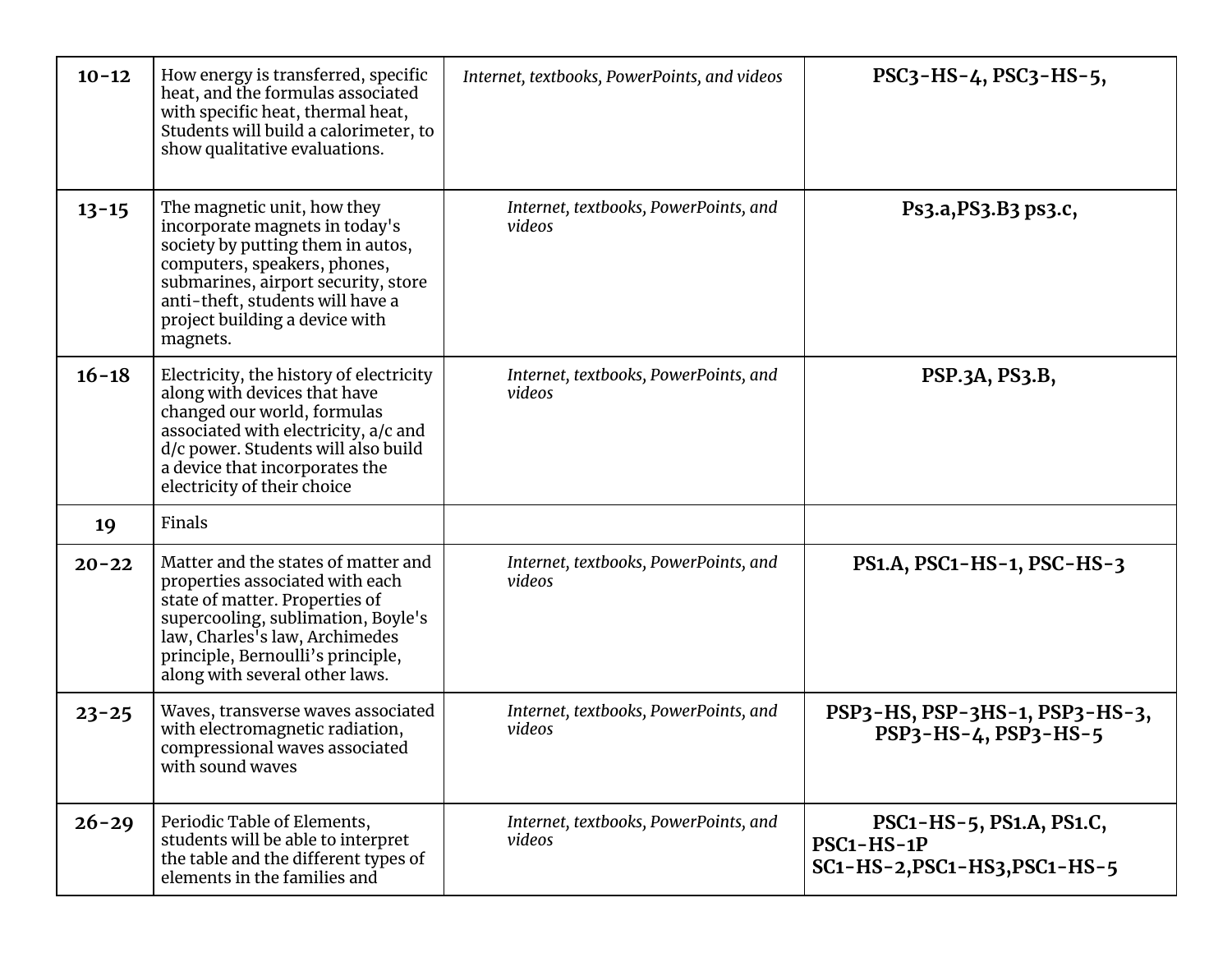| | | | |
|---|---|---|---|
| **10-12** | How energy is transferred, specific heat, and the formulas associated with specific heat, thermal heat, Students will build a calorimeter, to show qualitative evaluations. | *Internet, textbooks, PowerPoints, and videos* | **PSC3-HS-4, PSC3-HS-5,** |
| **13-15** | The magnetic unit, how they incorporate magnets in today's society by putting them in autos, computers, speakers, phones, submarines, airport security, store anti-theft, students will have a project building a device with magnets. | *Internet, textbooks, PowerPoints, and videos* | **Ps3.a,PS3.B3 ps3.c,** |
| **16-18** | Electricity, the history of electricity along with devices that have changed our world, formulas associated with electricity, a/c and d/c power. Students will also build a device that incorporates the electricity of their choice | *Internet, textbooks, PowerPoints, and videos* | **PSP.3A, PS3.B,** |
| **19** | Finals | | |
| **20-22** | Matter and the states of matter and properties associated with each state of matter. Properties of supercooling, sublimation, Boyle's law, Charles's law, Archimedes principle, Bernoulli's principle, along with several other laws. | *Internet, textbooks, PowerPoints, and videos* | **PS1.A, PSC1-HS-1, PSC-HS-3** |
| **23-25** | Waves, transverse waves associated with electromagnetic radiation, compressional waves associated with sound waves | *Internet, textbooks, PowerPoints, and videos* | **PSP3-HS, PSP-3HS-1, PSP3-HS-3, PSP3-HS-4, PSP3-HS-5** |
| **26-29** | Periodic Table of Elements, students will be able to interpret the table and the different types of elements in the families and | *Internet, textbooks, PowerPoints, and videos* | **PSC1-HS-5, PS1.A, PS1.C, PSC1-HS-1P SC1-HS-2,PSC1-HS3,PSC1-HS-5** |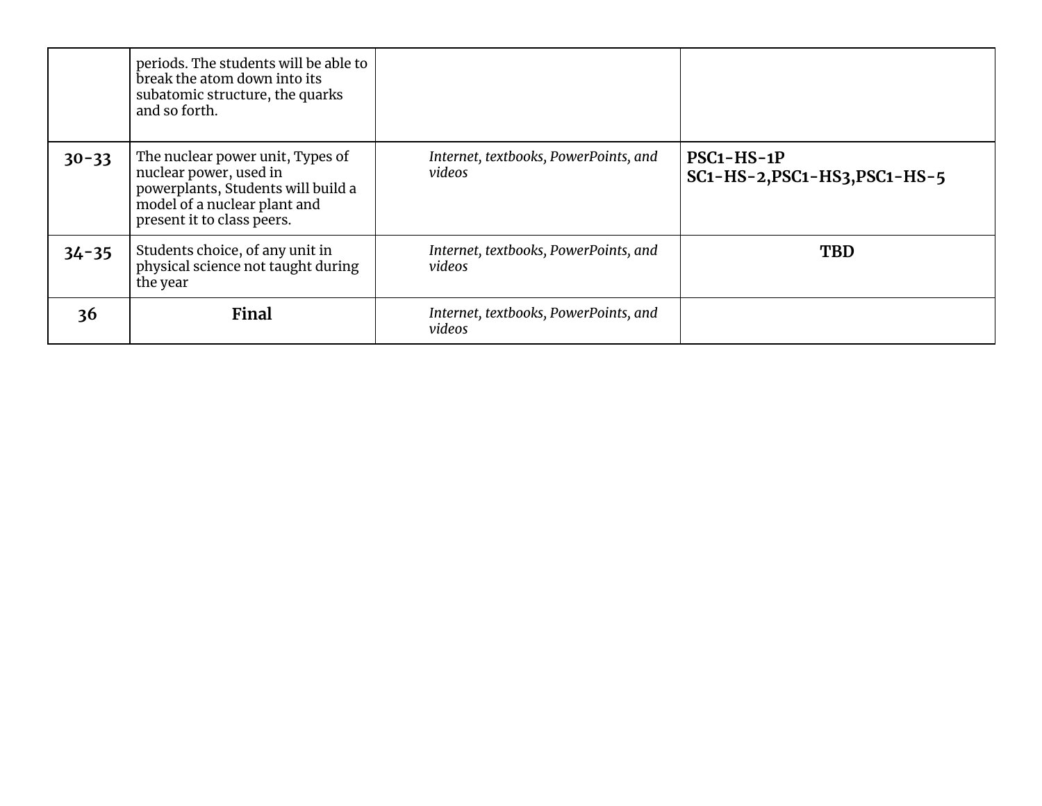| | | | |
|---|---|---|---|
| | periods. The students will be able to break the atom down into its subatomic structure, the quarks and so forth. | | |
| **30-33** | The nuclear power unit, Types of nuclear power, used in powerplants, Students will build a model of a nuclear plant and present it to class peers. | *Internet, textbooks, PowerPoints, and videos* | **PSC1-HS-1P SC1-HS-2,PSC1-HS3,PSC1-HS-5** |
| **34-35** | Students choice, of any unit in physical science not taught during the year | *Internet, textbooks, PowerPoints, and videos* | **TBD** |
| **36** | **Final** | *Internet, textbooks, PowerPoints, and videos* | |